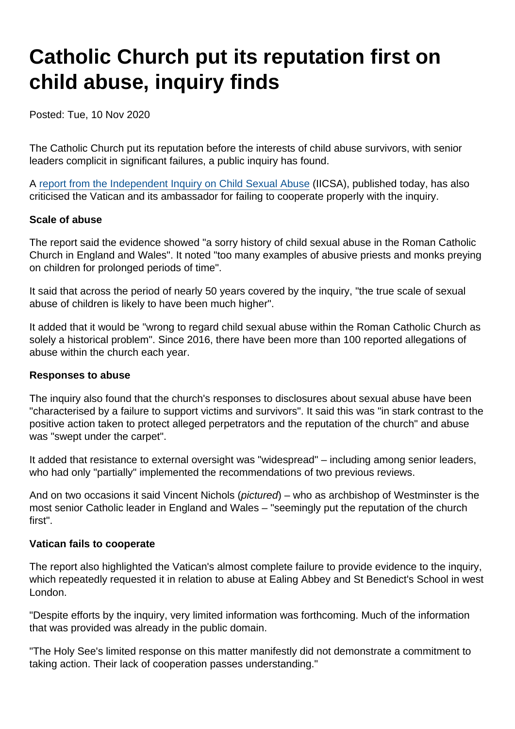# Catholic Church put its reputation first on child abuse, inquiry finds

Posted: Tue, 10 Nov 2020

The Catholic Church put its reputation before the interests of child abuse survivors, with senior leaders complicit in significant failures, a public inquiry has found.

A [report from the Independent Inquiry on Child Sexual Abuse](#) (IICSA), published today, has also criticised the Vatican and its ambassador for failing to cooperate properly with the inquiry.

**Scale of abuse**

The report said the evidence showed "a sorry history of child sexual abuse in the Roman Catholic Church in England and Wales". It noted "too many examples of abusive priests and monks preying on children for prolonged periods of time".

It said that across the period of nearly 50 years covered by the inquiry, "the true scale of sexual abuse of children is likely to have been much higher".

It added that it would be "wrong to regard child sexual abuse within the Roman Catholic Church as solely a historical problem". Since 2016, there have been more than 100 reported allegations of abuse within the church each year.

**Responses to abuse**

The inquiry also found that the church's responses to disclosures about sexual abuse have been "characterised by a failure to support victims and survivors". It said this was "in stark contrast to the positive action taken to protect alleged perpetrators and the reputation of the church" and abuse was "swept under the carpet".

It added that resistance to external oversight was "widespread" – including among senior leaders, who had only "partially" implemented the recommendations of two previous reviews.

And on two occasions it said Vincent Nichols (*pictured*) – who as archbishop of Westminster is the most senior Catholic leader in England and Wales – "seemingly put the reputation of the church first".

**Vatican fails to cooperate**

The report also highlighted the Vatican's almost complete failure to provide evidence to the inquiry, which repeatedly requested it in relation to abuse at Ealing Abbey and St Benedict's School in west London.

"Despite efforts by the inquiry, very limited information was forthcoming. Much of the information that was provided was already in the public domain.

"The Holy See's limited response on this matter manifestly did not demonstrate a commitment to taking action. Their lack of cooperation passes understanding."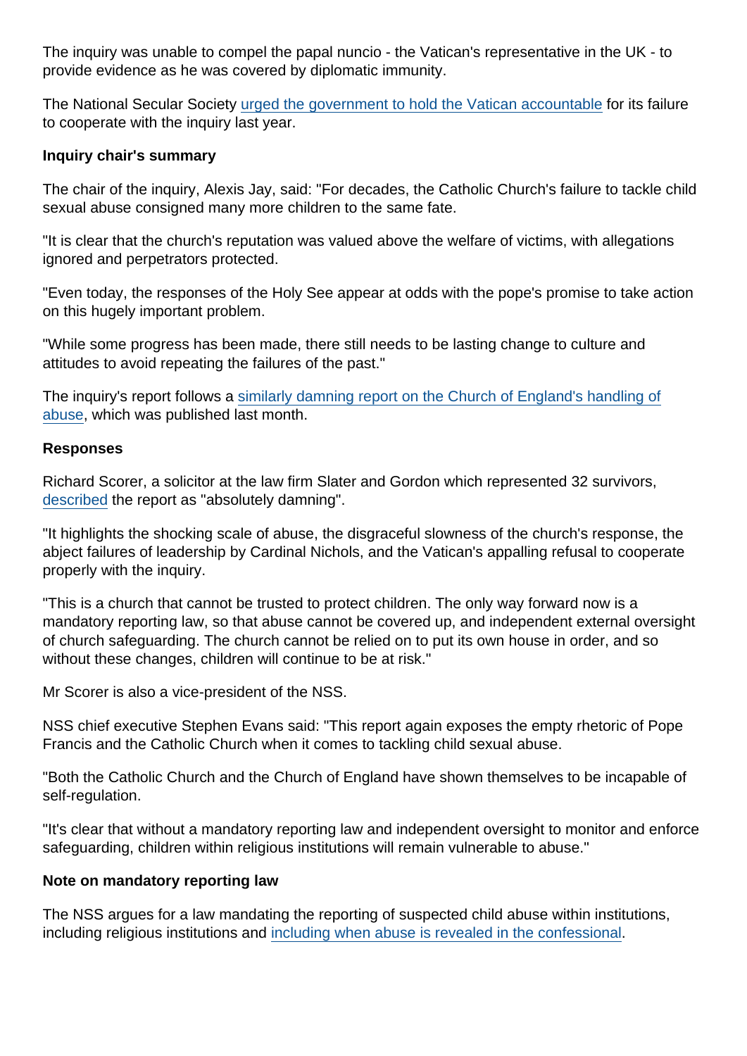The inquiry was unable to compel the papal nuncio - the Vatican's representative in the UK - to provide evidence as he was covered by diplomatic immunity.

The National Secular Society urged the government to hold the Vatican accountable for its failure to cooperate with the inquiry last year.

**Inquiry chair's summary**

The chair of the inquiry, Alexis Jay, said: "For decades, the Catholic Church's failure to tackle child sexual abuse consigned many more children to the same fate.

"It is clear that the church's reputation was valued above the welfare of victims, with allegations ignored and perpetrators protected.

"Even today, the responses of the Holy See appear at odds with the pope's promise to take action on this hugely important problem.

"While some progress has been made, there still needs to be lasting change to culture and attitudes to avoid repeating the failures of the past."

The inquiry's report follows a similarly damning report on the Church of England's handling of abuse, which was published last month.

**Responses**

Richard Scorer, a solicitor at the law firm Slater and Gordon which represented 32 survivors, described the report as "absolutely damning".

"It highlights the shocking scale of abuse, the disgraceful slowness of the church's response, the abject failures of leadership by Cardinal Nichols, and the Vatican's appalling refusal to cooperate properly with the inquiry.

"This is a church that cannot be trusted to protect children. The only way forward now is a mandatory reporting law, so that abuse cannot be covered up, and independent external oversight of church safeguarding. The church cannot be relied on to put its own house in order, and so without these changes, children will continue to be at risk."

Mr Scorer is also a vice-president of the NSS.

NSS chief executive Stephen Evans said: "This report again exposes the empty rhetoric of Pope Francis and the Catholic Church when it comes to tackling child sexual abuse.

"Both the Catholic Church and the Church of England have shown themselves to be incapable of self-regulation.

"It's clear that without a mandatory reporting law and independent oversight to monitor and enforce safeguarding, children within religious institutions will remain vulnerable to abuse."

**Note on mandatory reporting law**

The NSS argues for a law mandating the reporting of suspected child abuse within institutions, including religious institutions and including when abuse is revealed in the confessional.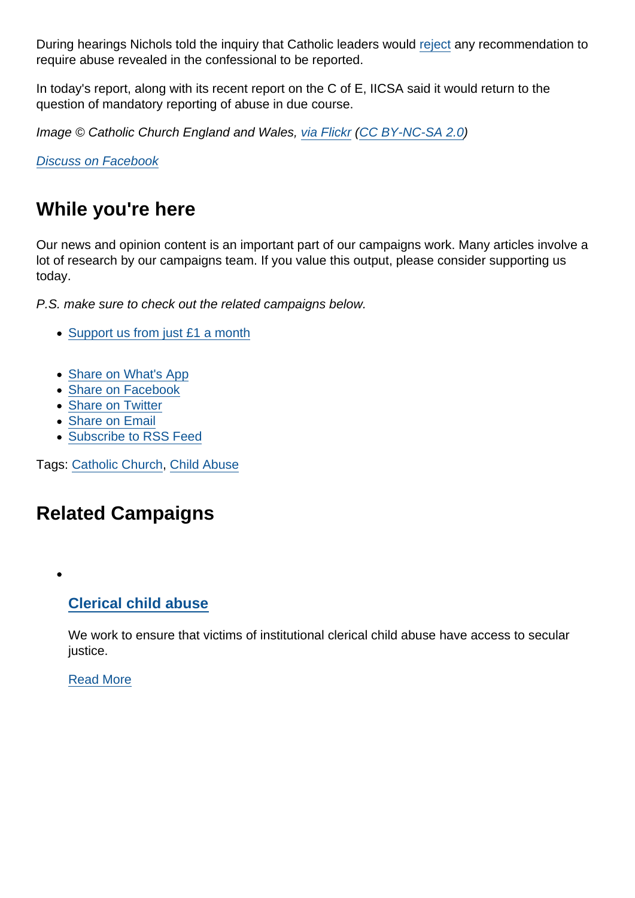During hearings Nichols told the inquiry that Catholic leaders would reject any recommendation to require abuse revealed in the confessional to be reported.

In today's report, along with its recent report on the C of E, IICSA said it would return to the question of mandatory reporting of abuse in due course.

*Image © Catholic Church England and Wales, via Flickr (CC BY-NC-SA 2.0)*

*Discuss on Facebook*

## While you're here

Our news and opinion content is an important part of our campaigns work. Many articles involve a lot of research by our campaigns team. If you value this output, please consider supporting us today.

*P.S. make sure to check out the related campaigns below.*

- Support us from just £1 a month

- Share on What's App
- Share on Facebook
- Share on Twitter
- Share on Email
- Subscribe to RSS Feed

Tags: Catholic Church, Child Abuse

## Related Campaigns

- ### Clerical child abuse

  We work to ensure that victims of institutional clerical child abuse have access to secular justice.

  Read More